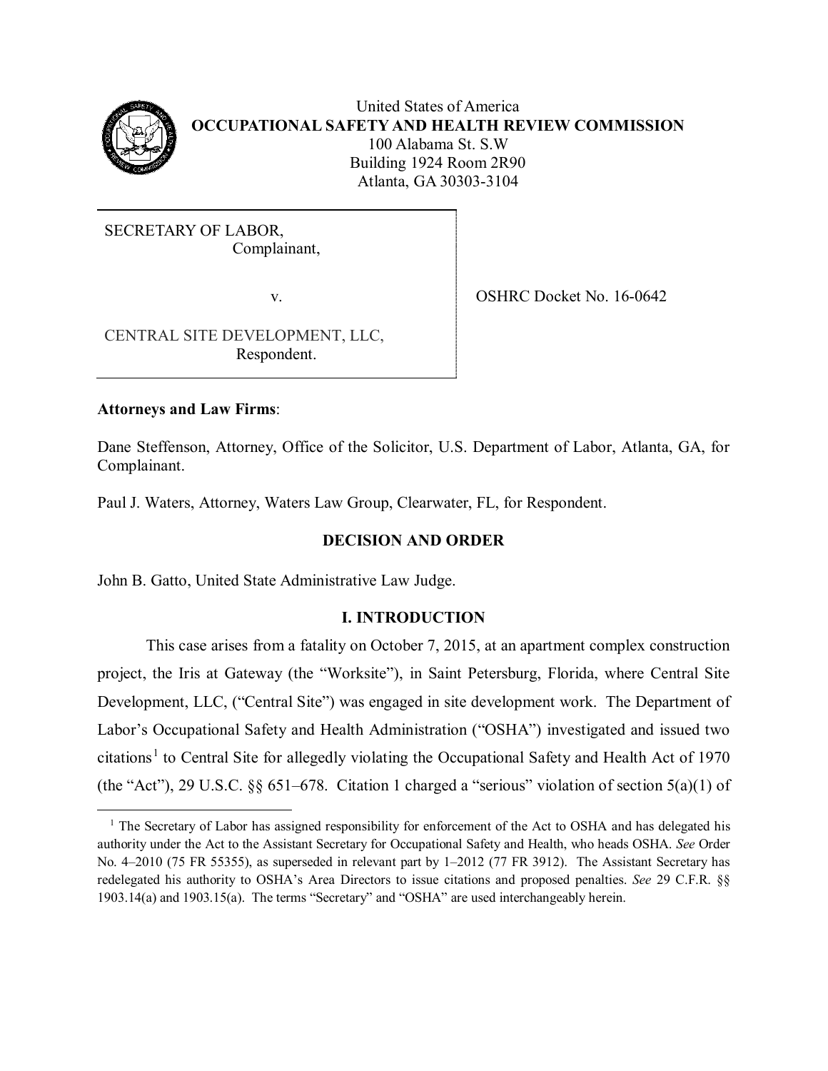United States of America
**OCCUPATIONAL SAFETY AND HEALTH REVIEW COMMISSION**
100 Alabama St. S.W
Building 1924 Room 2R90
Atlanta, GA 30303-3104

| | |
|---|---|
| SECRETARY OF LABOR, Complainant, v. CENTRAL SITE DEVELOPMENT, LLC, Respondent. | OSHRC Docket No. 16-0642 |

**Attorneys and Law Firms**:

Dane Steffenson, Attorney, Office of the Solicitor, U.S. Department of Labor, Atlanta, GA, for Complainant.

Paul J. Waters, Attorney, Waters Law Group, Clearwater, FL, for Respondent.

## DECISION AND ORDER

John B. Gatto, United State Administrative Law Judge.

## I. INTRODUCTION

This case arises from a fatality on October 7, 2015, at an apartment complex construction project, the Iris at Gateway (the "Worksite"), in Saint Petersburg, Florida, where Central Site Development, LLC, ("Central Site") was engaged in site development work. The Department of Labor's Occupational Safety and Health Administration ("OSHA") investigated and issued two citations[1] to Central Site for allegedly violating the Occupational Safety and Health Act of 1970 (the "Act"), 29 U.S.C. §§ 651–678. Citation 1 charged a "serious" violation of section 5(a)(1) of

[1] The Secretary of Labor has assigned responsibility for enforcement of the Act to OSHA and has delegated his authority under the Act to the Assistant Secretary for Occupational Safety and Health, who heads OSHA. *See* Order No. 4–2010 (75 FR 55355), as superseded in relevant part by 1–2012 (77 FR 3912). The Assistant Secretary has redelegated his authority to OSHA's Area Directors to issue citations and proposed penalties. *See* 29 C.F.R. §§ 1903.14(a) and 1903.15(a). The terms "Secretary" and "OSHA" are used interchangeably herein.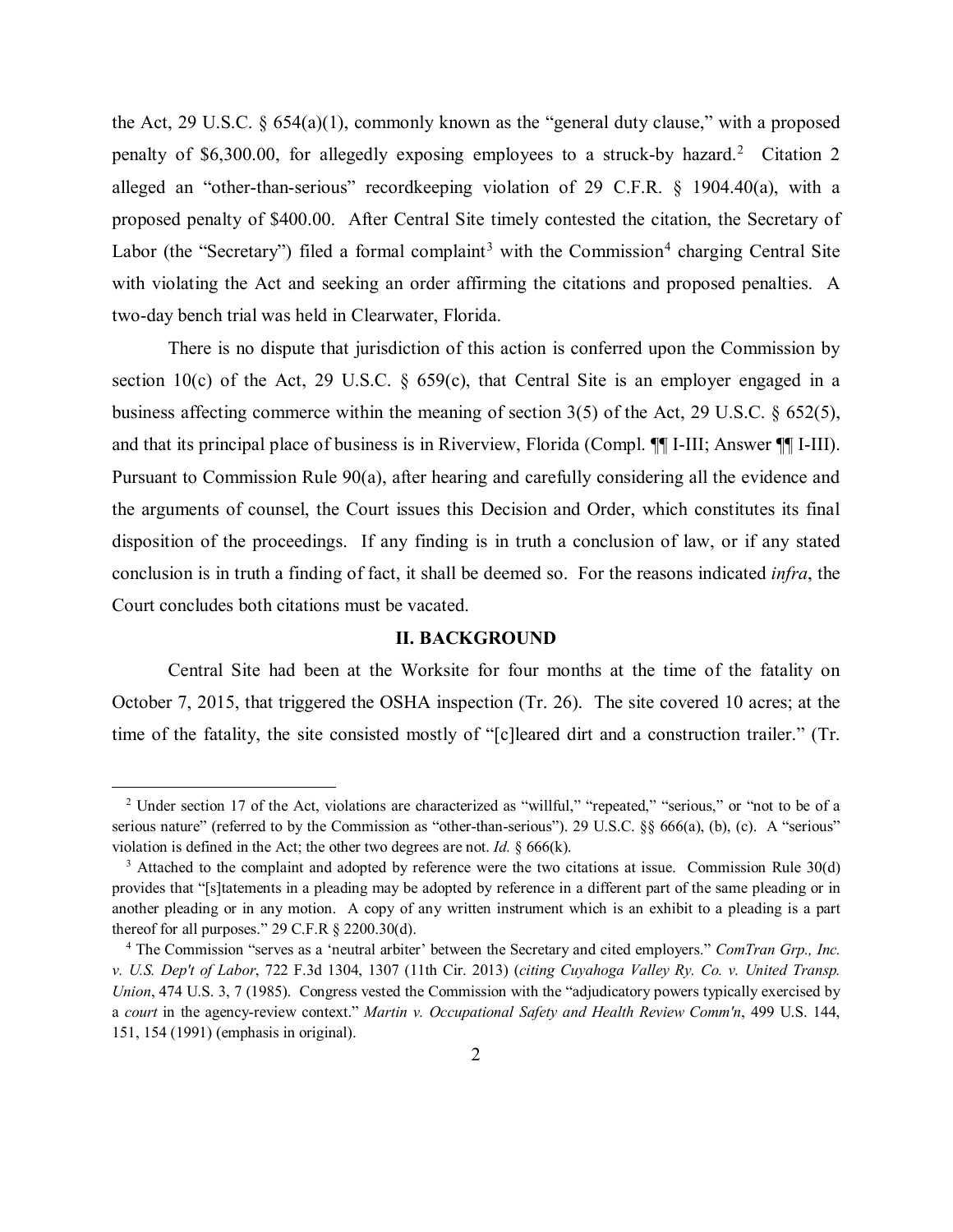the Act, 29 U.S.C. § 654(a)(1), commonly known as the "general duty clause," with a proposed penalty of $6,300.00, for allegedly exposing employees to a struck-by hazard.[2] Citation 2 alleged an "other-than-serious" recordkeeping violation of 29 C.F.R. § 1904.40(a), with a proposed penalty of $400.00. After Central Site timely contested the citation, the Secretary of Labor (the "Secretary") filed a formal complaint[3] with the Commission[4] charging Central Site with violating the Act and seeking an order affirming the citations and proposed penalties. A two-day bench trial was held in Clearwater, Florida.

There is no dispute that jurisdiction of this action is conferred upon the Commission by section 10(c) of the Act, 29 U.S.C. § 659(c), that Central Site is an employer engaged in a business affecting commerce within the meaning of section 3(5) of the Act, 29 U.S.C. § 652(5), and that its principal place of business is in Riverview, Florida (Compl. ¶¶ I-III; Answer ¶¶ I-III). Pursuant to Commission Rule 90(a), after hearing and carefully considering all the evidence and the arguments of counsel, the Court issues this Decision and Order, which constitutes its final disposition of the proceedings. If any finding is in truth a conclusion of law, or if any stated conclusion is in truth a finding of fact, it shall be deemed so. For the reasons indicated *infra*, the Court concludes both citations must be vacated.

## II. BACKGROUND

Central Site had been at the Worksite for four months at the time of the fatality on October 7, 2015, that triggered the OSHA inspection (Tr. 26). The site covered 10 acres; at the time of the fatality, the site consisted mostly of "[c]leared dirt and a construction trailer." (Tr.

---

[2] Under section 17 of the Act, violations are characterized as "willful," "repeated," "serious," or "not to be of a serious nature" (referred to by the Commission as "other-than-serious"). 29 U.S.C. §§ 666(a), (b), (c). A "serious" violation is defined in the Act; the other two degrees are not. *Id.* § 666(k).

[3] Attached to the complaint and adopted by reference were the two citations at issue. Commission Rule 30(d) provides that "[s]tatements in a pleading may be adopted by reference in a different part of the same pleading or in another pleading or in any motion. A copy of any written instrument which is an exhibit to a pleading is a part thereof for all purposes." 29 C.F.R § 2200.30(d).

[4] The Commission "serves as a 'neutral arbiter' between the Secretary and cited employers." *ComTran Grp., Inc. v. U.S. Dep't of Labor*, 722 F.3d 1304, 1307 (11th Cir. 2013) (*citing Cuyahoga Valley Ry. Co. v. United Transp. Union*, 474 U.S. 3, 7 (1985). Congress vested the Commission with the "adjudicatory powers typically exercised by a *court* in the agency-review context." *Martin v. Occupational Safety and Health Review Comm'n*, 499 U.S. 144, 151, 154 (1991) (emphasis in original).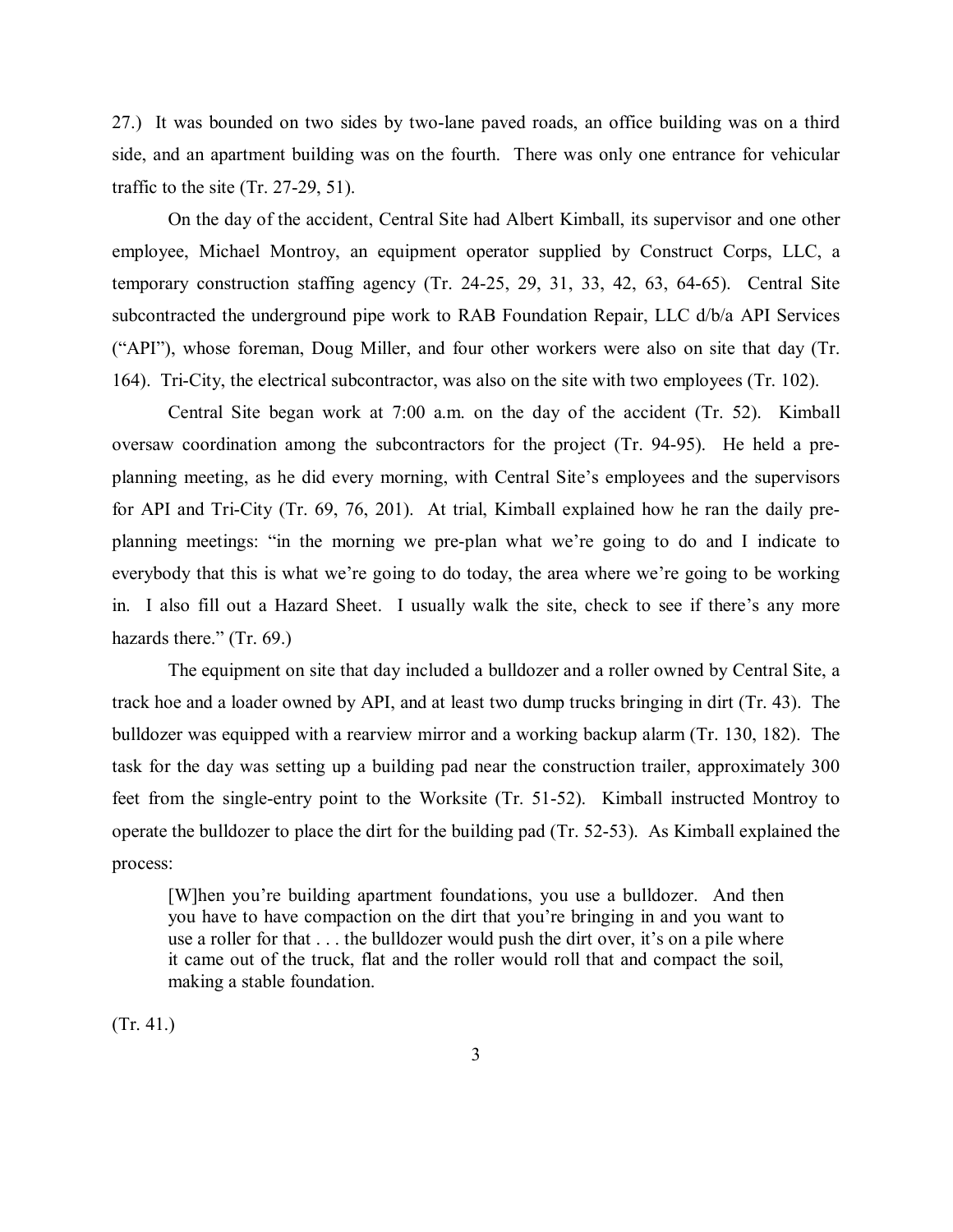27.) It was bounded on two sides by two-lane paved roads, an office building was on a third side, and an apartment building was on the fourth. There was only one entrance for vehicular traffic to the site (Tr. 27-29, 51).

On the day of the accident, Central Site had Albert Kimball, its supervisor and one other employee, Michael Montroy, an equipment operator supplied by Construct Corps, LLC, a temporary construction staffing agency (Tr. 24-25, 29, 31, 33, 42, 63, 64-65). Central Site subcontracted the underground pipe work to RAB Foundation Repair, LLC d/b/a API Services ("API"), whose foreman, Doug Miller, and four other workers were also on site that day (Tr. 164). Tri-City, the electrical subcontractor, was also on the site with two employees (Tr. 102).

Central Site began work at 7:00 a.m. on the day of the accident (Tr. 52). Kimball oversaw coordination among the subcontractors for the project (Tr. 94-95). He held a pre-planning meeting, as he did every morning, with Central Site's employees and the supervisors for API and Tri-City (Tr. 69, 76, 201). At trial, Kimball explained how he ran the daily pre-planning meetings: "in the morning we pre-plan what we're going to do and I indicate to everybody that this is what we're going to do today, the area where we're going to be working in. I also fill out a Hazard Sheet. I usually walk the site, check to see if there's any more hazards there." (Tr. 69.)

The equipment on site that day included a bulldozer and a roller owned by Central Site, a track hoe and a loader owned by API, and at least two dump trucks bringing in dirt (Tr. 43). The bulldozer was equipped with a rearview mirror and a working backup alarm (Tr. 130, 182). The task for the day was setting up a building pad near the construction trailer, approximately 300 feet from the single-entry point to the Worksite (Tr. 51-52). Kimball instructed Montroy to operate the bulldozer to place the dirt for the building pad (Tr. 52-53). As Kimball explained the process:

> [W]hen you're building apartment foundations, you use a bulldozer. And then you have to have compaction on the dirt that you're bringing in and you want to use a roller for that . . . the bulldozer would push the dirt over, it's on a pile where it came out of the truck, flat and the roller would roll that and compact the soil, making a stable foundation.

(Tr. 41.)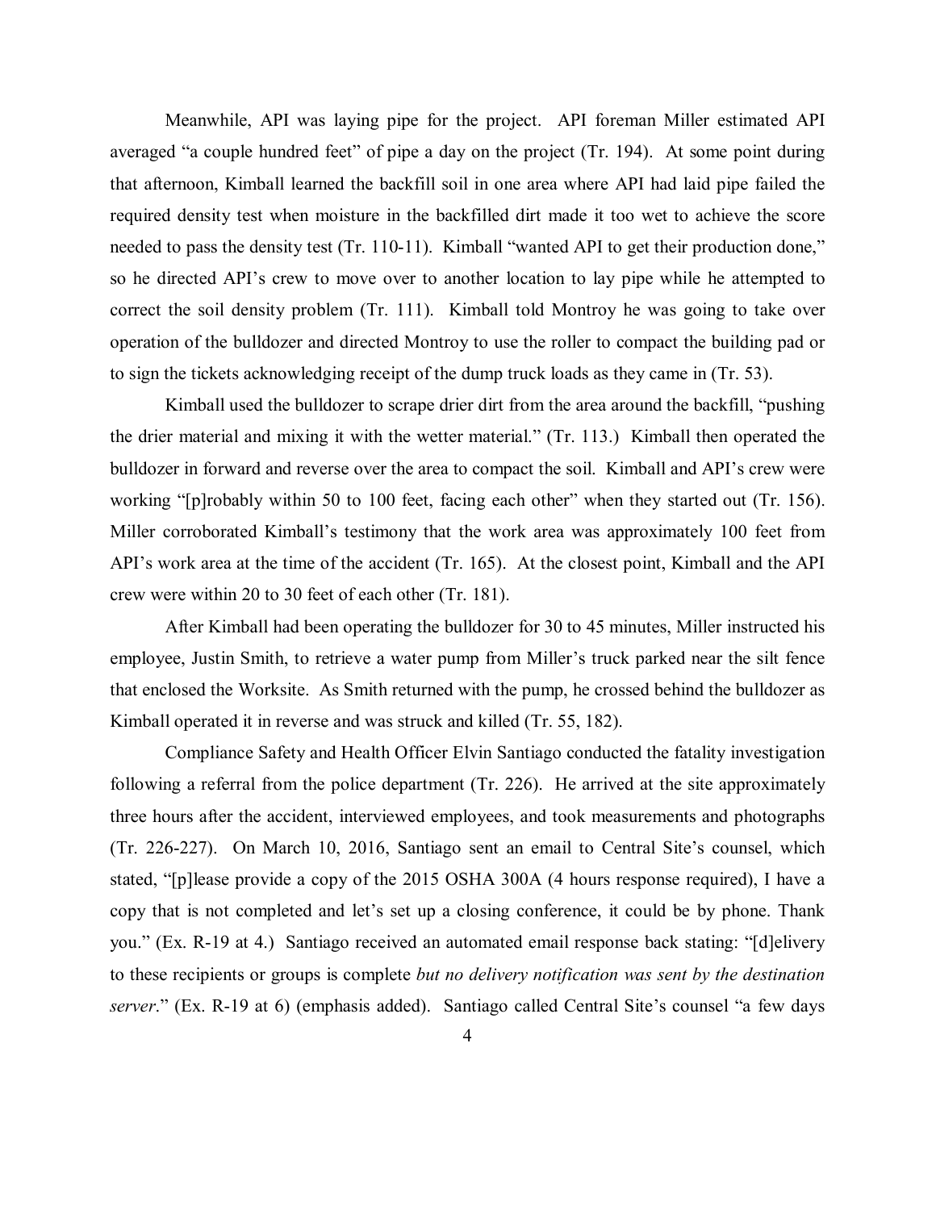Meanwhile, API was laying pipe for the project. API foreman Miller estimated API averaged "a couple hundred feet" of pipe a day on the project (Tr. 194). At some point during that afternoon, Kimball learned the backfill soil in one area where API had laid pipe failed the required density test when moisture in the backfilled dirt made it too wet to achieve the score needed to pass the density test (Tr. 110-11). Kimball "wanted API to get their production done," so he directed API's crew to move over to another location to lay pipe while he attempted to correct the soil density problem (Tr. 111). Kimball told Montroy he was going to take over operation of the bulldozer and directed Montroy to use the roller to compact the building pad or to sign the tickets acknowledging receipt of the dump truck loads as they came in (Tr. 53).

Kimball used the bulldozer to scrape drier dirt from the area around the backfill, "pushing the drier material and mixing it with the wetter material." (Tr. 113.) Kimball then operated the bulldozer in forward and reverse over the area to compact the soil. Kimball and API's crew were working "[p]robably within 50 to 100 feet, facing each other" when they started out (Tr. 156). Miller corroborated Kimball's testimony that the work area was approximately 100 feet from API's work area at the time of the accident (Tr. 165). At the closest point, Kimball and the API crew were within 20 to 30 feet of each other (Tr. 181).

After Kimball had been operating the bulldozer for 30 to 45 minutes, Miller instructed his employee, Justin Smith, to retrieve a water pump from Miller's truck parked near the silt fence that enclosed the Worksite. As Smith returned with the pump, he crossed behind the bulldozer as Kimball operated it in reverse and was struck and killed (Tr. 55, 182).

Compliance Safety and Health Officer Elvin Santiago conducted the fatality investigation following a referral from the police department (Tr. 226). He arrived at the site approximately three hours after the accident, interviewed employees, and took measurements and photographs (Tr. 226-227). On March 10, 2016, Santiago sent an email to Central Site's counsel, which stated, "[p]lease provide a copy of the 2015 OSHA 300A (4 hours response required), I have a copy that is not completed and let's set up a closing conference, it could be by phone. Thank you." (Ex. R-19 at 4.) Santiago received an automated email response back stating: "[d]elivery to these recipients or groups is complete *but no delivery notification was sent by the destination server*." (Ex. R-19 at 6) (emphasis added). Santiago called Central Site's counsel "a few days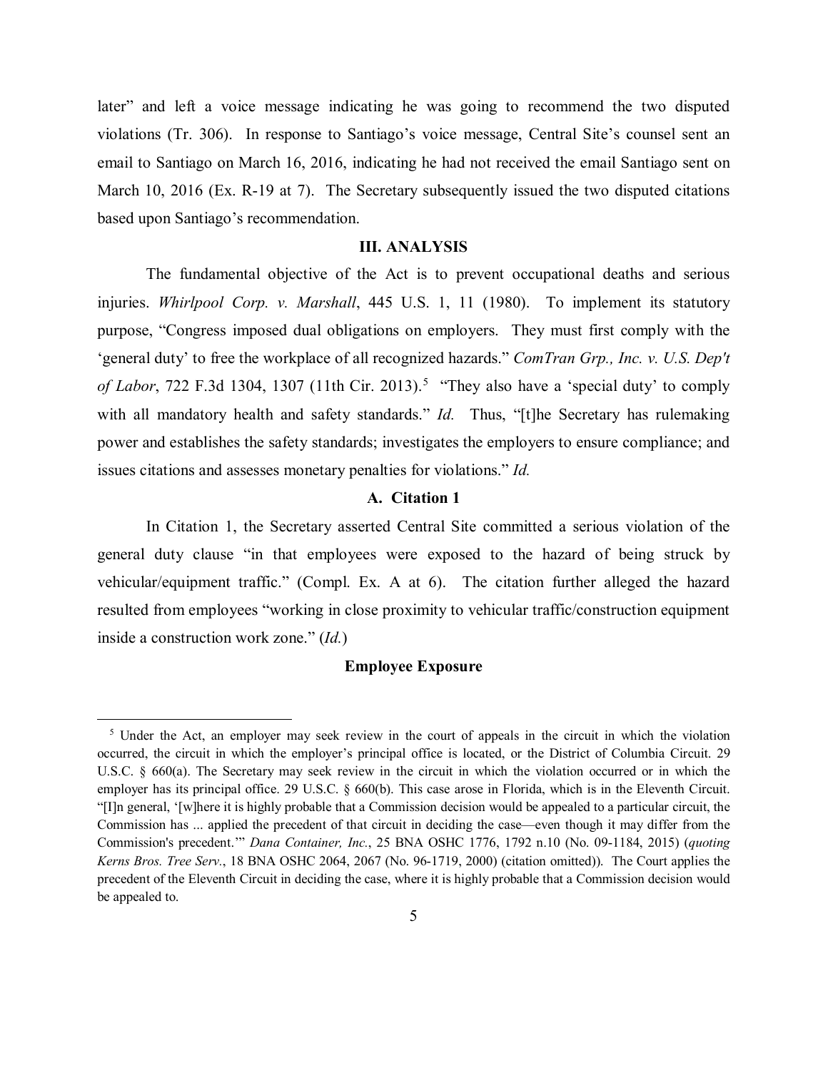later" and left a voice message indicating he was going to recommend the two disputed violations (Tr. 306). In response to Santiago's voice message, Central Site's counsel sent an email to Santiago on March 16, 2016, indicating he had not received the email Santiago sent on March 10, 2016 (Ex. R-19 at 7). The Secretary subsequently issued the two disputed citations based upon Santiago's recommendation.

## III. ANALYSIS

The fundamental objective of the Act is to prevent occupational deaths and serious injuries. *Whirlpool Corp. v. Marshall*, 445 U.S. 1, 11 (1980). To implement its statutory purpose, "Congress imposed dual obligations on employers. They must first comply with the 'general duty' to free the workplace of all recognized hazards." *ComTran Grp., Inc. v. U.S. Dep't of Labor*, 722 F.3d 1304, 1307 (11th Cir. 2013).[5] "They also have a 'special duty' to comply with all mandatory health and safety standards." *Id.* Thus, "[t]he Secretary has rulemaking power and establishes the safety standards; investigates the employers to ensure compliance; and issues citations and assesses monetary penalties for violations." *Id.*

### A. Citation 1

In Citation 1, the Secretary asserted Central Site committed a serious violation of the general duty clause "in that employees were exposed to the hazard of being struck by vehicular/equipment traffic." (Compl. Ex. A at 6). The citation further alleged the hazard resulted from employees "working in close proximity to vehicular traffic/construction equipment inside a construction work zone." (*Id.*)

**Employee Exposure**

---

[5] Under the Act, an employer may seek review in the court of appeals in the circuit in which the violation occurred, the circuit in which the employer's principal office is located, or the District of Columbia Circuit. 29 U.S.C. § 660(a). The Secretary may seek review in the circuit in which the violation occurred or in which the employer has its principal office. 29 U.S.C. § 660(b). This case arose in Florida, which is in the Eleventh Circuit. "[I]n general, '[w]here it is highly probable that a Commission decision would be appealed to a particular circuit, the Commission has ... applied the precedent of that circuit in deciding the case—even though it may differ from the Commission's precedent.'" *Dana Container, Inc.*, 25 BNA OSHC 1776, 1792 n.10 (No. 09-1184, 2015) (*quoting Kerns Bros. Tree Serv.*, 18 BNA OSHC 2064, 2067 (No. 96-1719, 2000) (citation omitted)). The Court applies the precedent of the Eleventh Circuit in deciding the case, where it is highly probable that a Commission decision would be appealed to.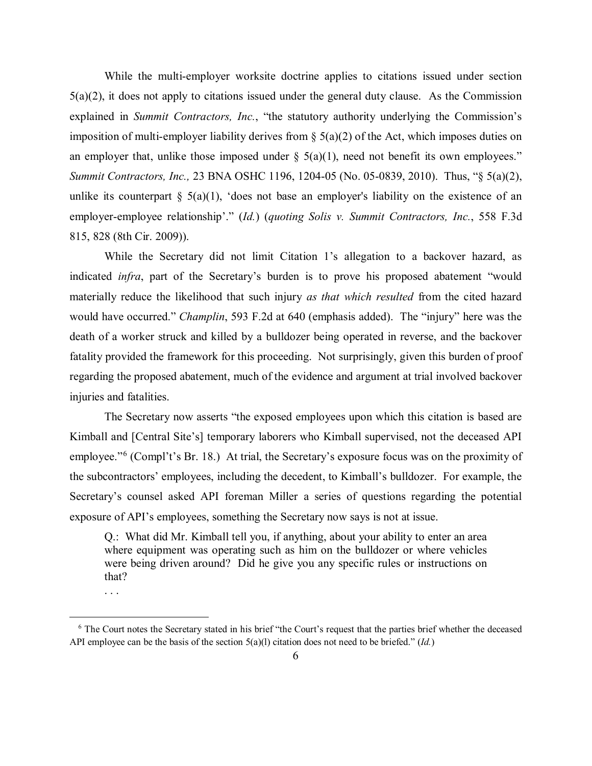While the multi-employer worksite doctrine applies to citations issued under section 5(a)(2), it does not apply to citations issued under the general duty clause. As the Commission explained in *Summit Contractors, Inc.*, "the statutory authority underlying the Commission's imposition of multi-employer liability derives from § 5(a)(2) of the Act, which imposes duties on an employer that, unlike those imposed under § 5(a)(1), need not benefit its own employees." *Summit Contractors, Inc.,* 23 BNA OSHC 1196, 1204-05 (No. 05-0839, 2010). Thus, "§ 5(a)(2), unlike its counterpart § 5(a)(1), 'does not base an employer's liability on the existence of an employer-employee relationship'." (*Id.*) (*quoting Solis v. Summit Contractors, Inc.*, 558 F.3d 815, 828 (8th Cir. 2009)).

While the Secretary did not limit Citation 1's allegation to a backover hazard, as indicated *infra*, part of the Secretary's burden is to prove his proposed abatement "would materially reduce the likelihood that such injury *as that which resulted* from the cited hazard would have occurred." *Champlin*, 593 F.2d at 640 (emphasis added). The "injury" here was the death of a worker struck and killed by a bulldozer being operated in reverse, and the backover fatality provided the framework for this proceeding. Not surprisingly, given this burden of proof regarding the proposed abatement, much of the evidence and argument at trial involved backover injuries and fatalities.

The Secretary now asserts "the exposed employees upon which this citation is based are Kimball and [Central Site's] temporary laborers who Kimball supervised, not the deceased API employee."[6] (Compl't's Br. 18.) At trial, the Secretary's exposure focus was on the proximity of the subcontractors' employees, including the decedent, to Kimball's bulldozer. For example, the Secretary's counsel asked API foreman Miller a series of questions regarding the potential exposure of API's employees, something the Secretary now says is not at issue.

> Q.: What did Mr. Kimball tell you, if anything, about your ability to enter an area where equipment was operating such as him on the bulldozer or where vehicles were being driven around? Did he give you any specific rules or instructions on that?
>
> . . .

[6] The Court notes the Secretary stated in his brief "the Court's request that the parties brief whether the deceased API employee can be the basis of the section 5(a)(l) citation does not need to be briefed." (*Id.*)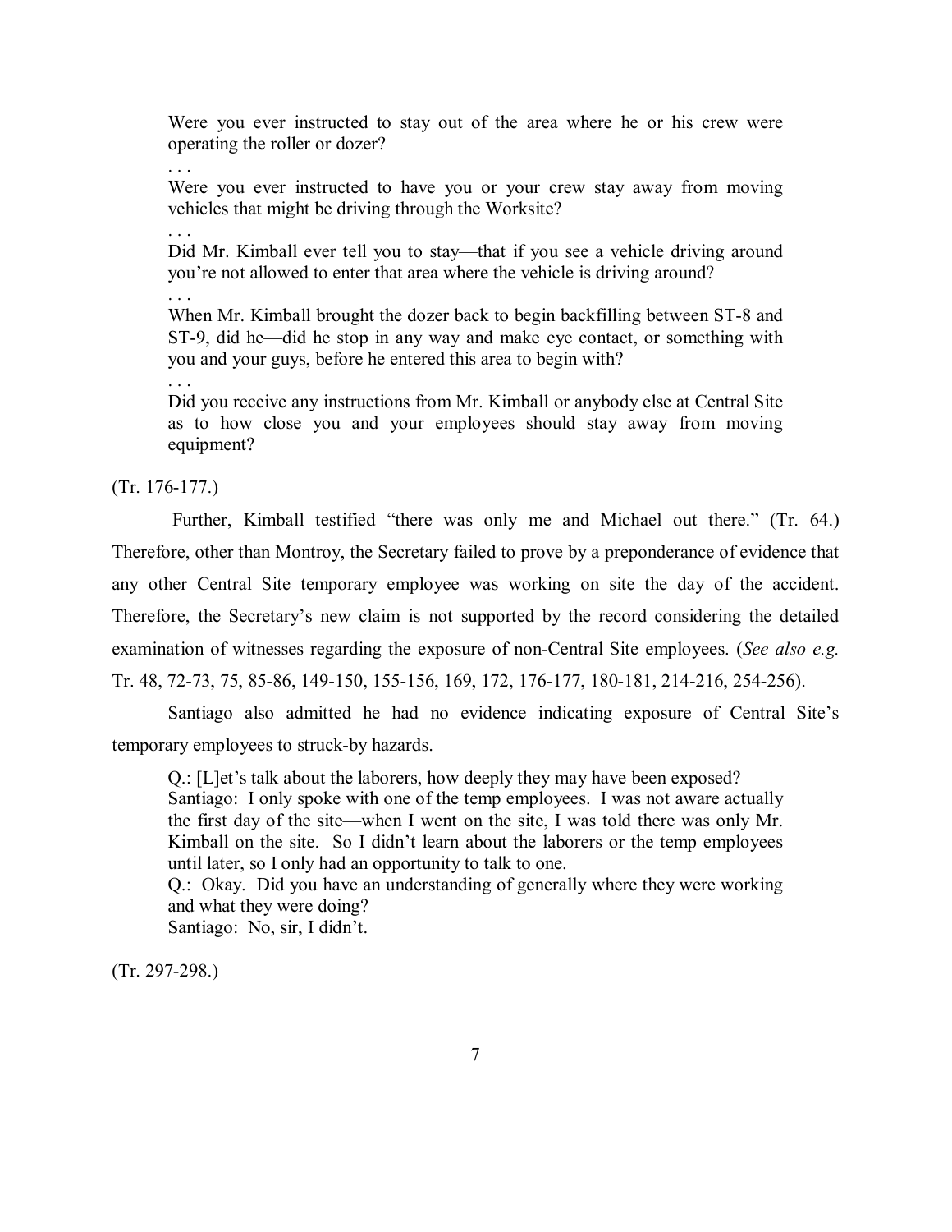> Were you ever instructed to stay out of the area where he or his crew were operating the roller or dozer?
>
> . . .
>
> Were you ever instructed to have you or your crew stay away from moving vehicles that might be driving through the Worksite?
>
> . . .
>
> Did Mr. Kimball ever tell you to stay—that if you see a vehicle driving around you're not allowed to enter that area where the vehicle is driving around?
>
> . . .
>
> When Mr. Kimball brought the dozer back to begin backfilling between ST-8 and ST-9, did he—did he stop in any way and make eye contact, or something with you and your guys, before he entered this area to begin with?
>
> . . .
>
> Did you receive any instructions from Mr. Kimball or anybody else at Central Site as to how close you and your employees should stay away from moving equipment?

(Tr. 176-177.)

Further, Kimball testified "there was only me and Michael out there." (Tr. 64.) Therefore, other than Montroy, the Secretary failed to prove by a preponderance of evidence that any other Central Site temporary employee was working on site the day of the accident. Therefore, the Secretary's new claim is not supported by the record considering the detailed examination of witnesses regarding the exposure of non-Central Site employees. (*See also e.g.* Tr. 48, 72-73, 75, 85-86, 149-150, 155-156, 169, 172, 176-177, 180-181, 214-216, 254-256).

Santiago also admitted he had no evidence indicating exposure of Central Site's temporary employees to struck-by hazards.

> Q.: [L]et's talk about the laborers, how deeply they may have been exposed?
> Santiago: I only spoke with one of the temp employees. I was not aware actually the first day of the site—when I went on the site, I was told there was only Mr. Kimball on the site. So I didn't learn about the laborers or the temp employees until later, so I only had an opportunity to talk to one.
> Q.: Okay. Did you have an understanding of generally where they were working and what they were doing?
> Santiago: No, sir, I didn't.

(Tr. 297-298.)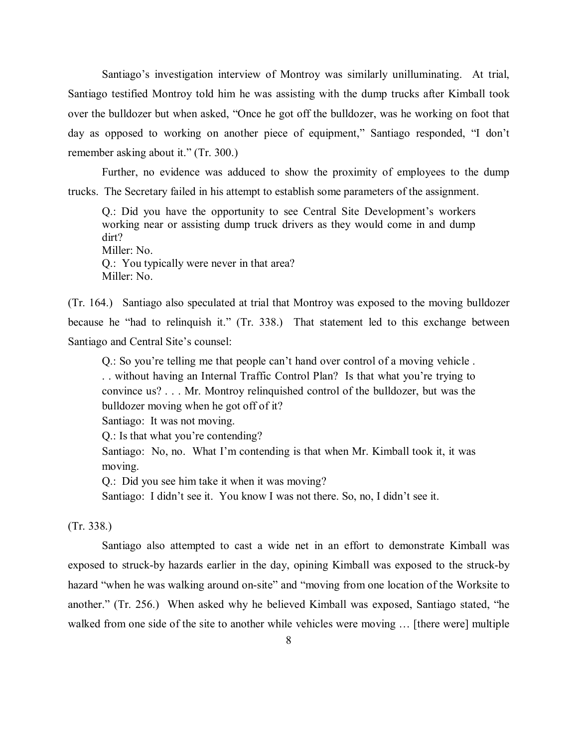Santiago's investigation interview of Montroy was similarly unilluminating. At trial, Santiago testified Montroy told him he was assisting with the dump trucks after Kimball took over the bulldozer but when asked, "Once he got off the bulldozer, was he working on foot that day as opposed to working on another piece of equipment," Santiago responded, "I don't remember asking about it." (Tr. 300.)

Further, no evidence was adduced to show the proximity of employees to the dump trucks. The Secretary failed in his attempt to establish some parameters of the assignment.

> Q.: Did you have the opportunity to see Central Site Development's workers working near or assisting dump truck drivers as they would come in and dump dirt?
> Miller: No.
> Q.: You typically were never in that area?
> Miller: No.

(Tr. 164.) Santiago also speculated at trial that Montroy was exposed to the moving bulldozer because he "had to relinquish it." (Tr. 338.) That statement led to this exchange between Santiago and Central Site's counsel:

> Q.: So you're telling me that people can't hand over control of a moving vehicle . . . without having an Internal Traffic Control Plan? Is that what you're trying to convince us? . . . Mr. Montroy relinquished control of the bulldozer, but was the bulldozer moving when he got off of it?
> Santiago: It was not moving.
> Q.: Is that what you're contending?
> Santiago: No, no. What I'm contending is that when Mr. Kimball took it, it was moving.
> Q.: Did you see him take it when it was moving?
> Santiago: I didn't see it. You know I was not there. So, no, I didn't see it.

(Tr. 338.)

Santiago also attempted to cast a wide net in an effort to demonstrate Kimball was exposed to struck-by hazards earlier in the day, opining Kimball was exposed to the struck-by hazard "when he was walking around on-site" and "moving from one location of the Worksite to another." (Tr. 256.) When asked why he believed Kimball was exposed, Santiago stated, "he walked from one side of the site to another while vehicles were moving … [there were] multiple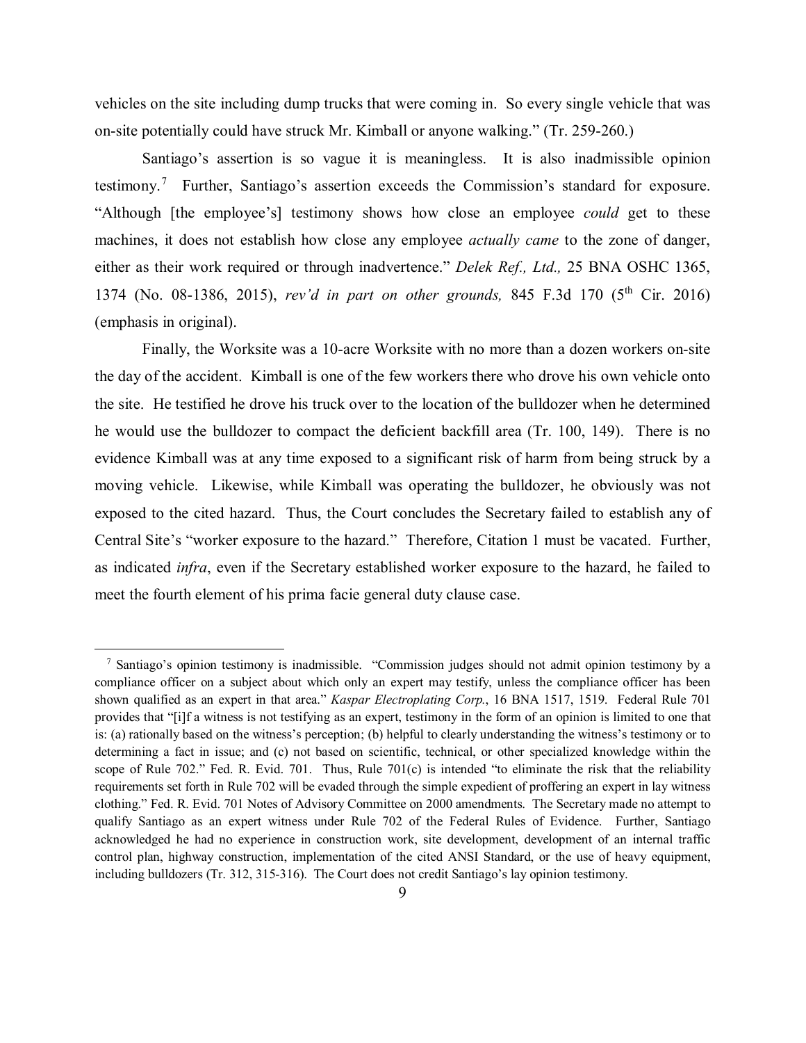vehicles on the site including dump trucks that were coming in. So every single vehicle that was on-site potentially could have struck Mr. Kimball or anyone walking." (Tr. 259-260.)

Santiago's assertion is so vague it is meaningless. It is also inadmissible opinion testimony.[7] Further, Santiago's assertion exceeds the Commission's standard for exposure. "Although [the employee's] testimony shows how close an employee *could* get to these machines, it does not establish how close any employee *actually came* to the zone of danger, either as their work required or through inadvertence." *Delek Ref., Ltd.,* 25 BNA OSHC 1365, 1374 (No. 08-1386, 2015), *rev'd in part on other grounds,* 845 F.3d 170 (5th Cir. 2016) (emphasis in original).

Finally, the Worksite was a 10-acre Worksite with no more than a dozen workers on-site the day of the accident. Kimball is one of the few workers there who drove his own vehicle onto the site. He testified he drove his truck over to the location of the bulldozer when he determined he would use the bulldozer to compact the deficient backfill area (Tr. 100, 149). There is no evidence Kimball was at any time exposed to a significant risk of harm from being struck by a moving vehicle. Likewise, while Kimball was operating the bulldozer, he obviously was not exposed to the cited hazard. Thus, the Court concludes the Secretary failed to establish any of Central Site's "worker exposure to the hazard." Therefore, Citation 1 must be vacated. Further, as indicated *infra*, even if the Secretary established worker exposure to the hazard, he failed to meet the fourth element of his prima facie general duty clause case.

---

[7] Santiago's opinion testimony is inadmissible. "Commission judges should not admit opinion testimony by a compliance officer on a subject about which only an expert may testify, unless the compliance officer has been shown qualified as an expert in that area." *Kaspar Electroplating Corp.*, 16 BNA 1517, 1519. Federal Rule 701 provides that "[i]f a witness is not testifying as an expert, testimony in the form of an opinion is limited to one that is: (a) rationally based on the witness's perception; (b) helpful to clearly understanding the witness's testimony or to determining a fact in issue; and (c) not based on scientific, technical, or other specialized knowledge within the scope of Rule 702." Fed. R. Evid. 701. Thus, Rule 701(c) is intended "to eliminate the risk that the reliability requirements set forth in Rule 702 will be evaded through the simple expedient of proffering an expert in lay witness clothing." Fed. R. Evid. 701 Notes of Advisory Committee on 2000 amendments. The Secretary made no attempt to qualify Santiago as an expert witness under Rule 702 of the Federal Rules of Evidence. Further, Santiago acknowledged he had no experience in construction work, site development, development of an internal traffic control plan, highway construction, implementation of the cited ANSI Standard, or the use of heavy equipment, including bulldozers (Tr. 312, 315-316). The Court does not credit Santiago's lay opinion testimony.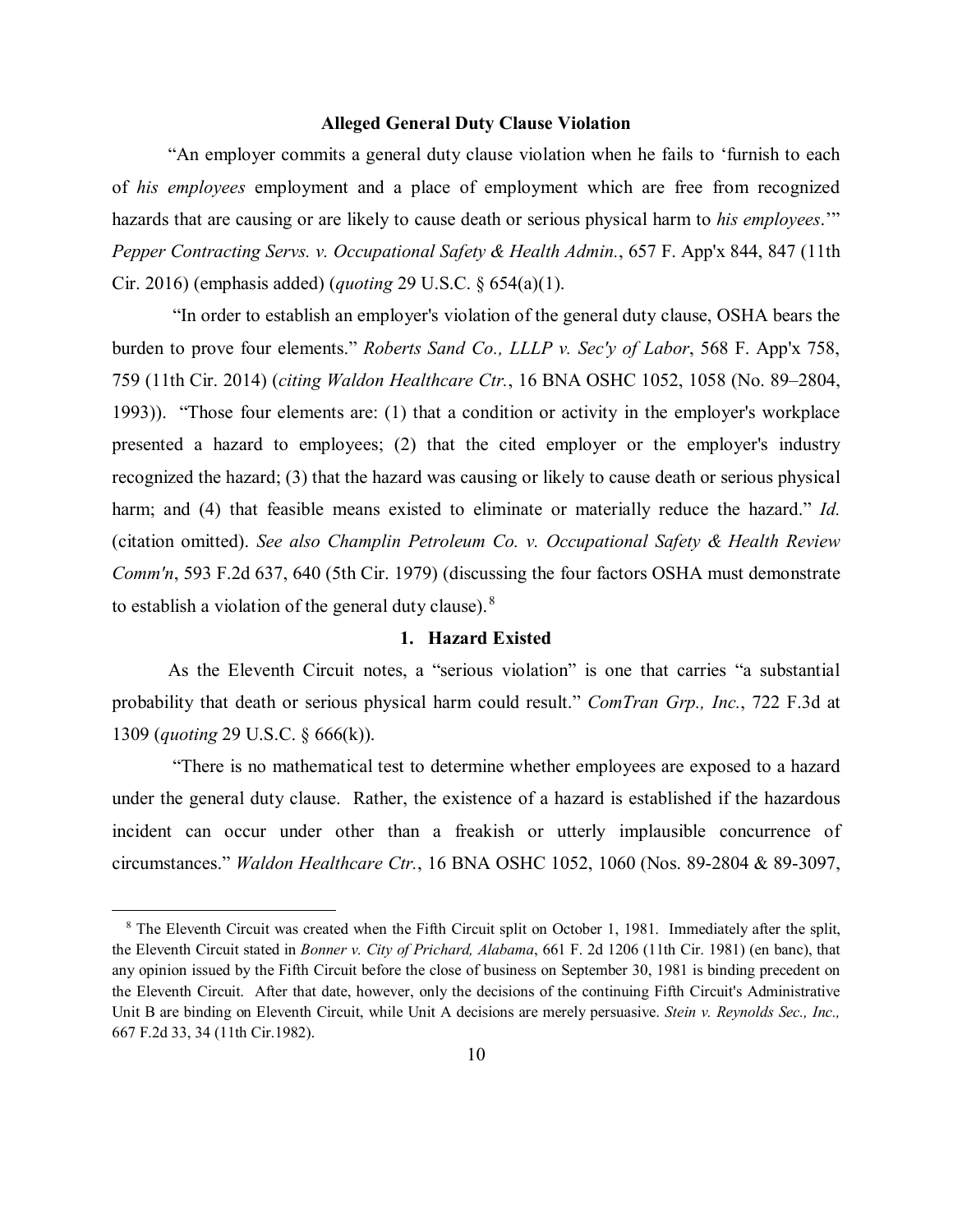**Alleged General Duty Clause Violation**

"An employer commits a general duty clause violation when he fails to 'furnish to each of *his employees* employment and a place of employment which are free from recognized hazards that are causing or are likely to cause death or serious physical harm to *his employees*.'" *Pepper Contracting Servs. v. Occupational Safety & Health Admin.*, 657 F. App'x 844, 847 (11th Cir. 2016) (emphasis added) (*quoting* 29 U.S.C. § 654(a)(1).

"In order to establish an employer's violation of the general duty clause, OSHA bears the burden to prove four elements." *Roberts Sand Co., LLLP v. Sec'y of Labor*, 568 F. App'x 758, 759 (11th Cir. 2014) (*citing Waldon Healthcare Ctr.*, 16 BNA OSHC 1052, 1058 (No. 89–2804, 1993)). "Those four elements are: (1) that a condition or activity in the employer's workplace presented a hazard to employees; (2) that the cited employer or the employer's industry recognized the hazard; (3) that the hazard was causing or likely to cause death or serious physical harm; and (4) that feasible means existed to eliminate or materially reduce the hazard." *Id.* (citation omitted). *See also Champlin Petroleum Co. v. Occupational Safety & Health Review Comm'n*, 593 F.2d 637, 640 (5th Cir. 1979) (discussing the four factors OSHA must demonstrate to establish a violation of the general duty clause).[8]

**1. Hazard Existed**

As the Eleventh Circuit notes, a "serious violation" is one that carries "a substantial probability that death or serious physical harm could result." *ComTran Grp., Inc.*, 722 F.3d at 1309 (*quoting* 29 U.S.C. § 666(k)).

"There is no mathematical test to determine whether employees are exposed to a hazard under the general duty clause. Rather, the existence of a hazard is established if the hazardous incident can occur under other than a freakish or utterly implausible concurrence of circumstances." *Waldon Healthcare Ctr.*, 16 BNA OSHC 1052, 1060 (Nos. 89-2804 & 89-3097,

---

[8] The Eleventh Circuit was created when the Fifth Circuit split on October 1, 1981. Immediately after the split, the Eleventh Circuit stated in *Bonner v. City of Prichard, Alabama*, 661 F. 2d 1206 (11th Cir. 1981) (en banc), that any opinion issued by the Fifth Circuit before the close of business on September 30, 1981 is binding precedent on the Eleventh Circuit. After that date, however, only the decisions of the continuing Fifth Circuit's Administrative Unit B are binding on Eleventh Circuit, while Unit A decisions are merely persuasive. *Stein v. Reynolds Sec., Inc.,* 667 F.2d 33, 34 (11th Cir.1982).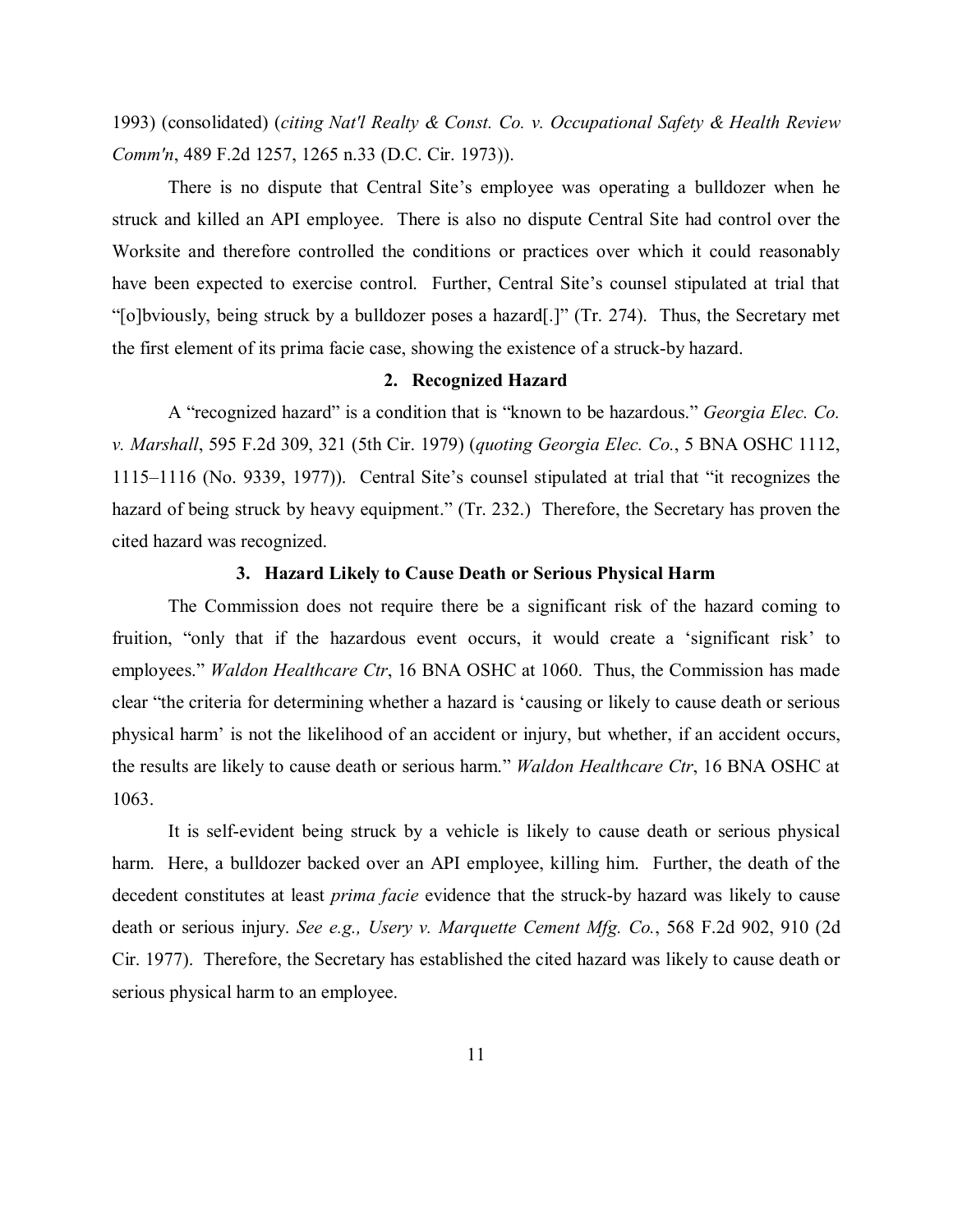1993) (consolidated) (*citing Nat'l Realty & Const. Co. v. Occupational Safety & Health Review Comm'n*, 489 F.2d 1257, 1265 n.33 (D.C. Cir. 1973)).

There is no dispute that Central Site's employee was operating a bulldozer when he struck and killed an API employee. There is also no dispute Central Site had control over the Worksite and therefore controlled the conditions or practices over which it could reasonably have been expected to exercise control. Further, Central Site's counsel stipulated at trial that "[o]bviously, being struck by a bulldozer poses a hazard[.]" (Tr. 274). Thus, the Secretary met the first element of its prima facie case, showing the existence of a struck-by hazard.

**2. Recognized Hazard**

A "recognized hazard" is a condition that is "known to be hazardous." *Georgia Elec. Co. v. Marshall*, 595 F.2d 309, 321 (5th Cir. 1979) (*quoting Georgia Elec. Co.*, 5 BNA OSHC 1112, 1115–1116 (No. 9339, 1977)). Central Site's counsel stipulated at trial that "it recognizes the hazard of being struck by heavy equipment." (Tr. 232.) Therefore, the Secretary has proven the cited hazard was recognized.

**3. Hazard Likely to Cause Death or Serious Physical Harm**

The Commission does not require there be a significant risk of the hazard coming to fruition, "only that if the hazardous event occurs, it would create a 'significant risk' to employees." *Waldon Healthcare Ctr*, 16 BNA OSHC at 1060. Thus, the Commission has made clear "the criteria for determining whether a hazard is 'causing or likely to cause death or serious physical harm' is not the likelihood of an accident or injury, but whether, if an accident occurs, the results are likely to cause death or serious harm." *Waldon Healthcare Ctr*, 16 BNA OSHC at 1063.

It is self-evident being struck by a vehicle is likely to cause death or serious physical harm. Here, a bulldozer backed over an API employee, killing him. Further, the death of the decedent constitutes at least *prima facie* evidence that the struck-by hazard was likely to cause death or serious injury. *See e.g., Usery v. Marquette Cement Mfg. Co.*, 568 F.2d 902, 910 (2d Cir. 1977). Therefore, the Secretary has established the cited hazard was likely to cause death or serious physical harm to an employee.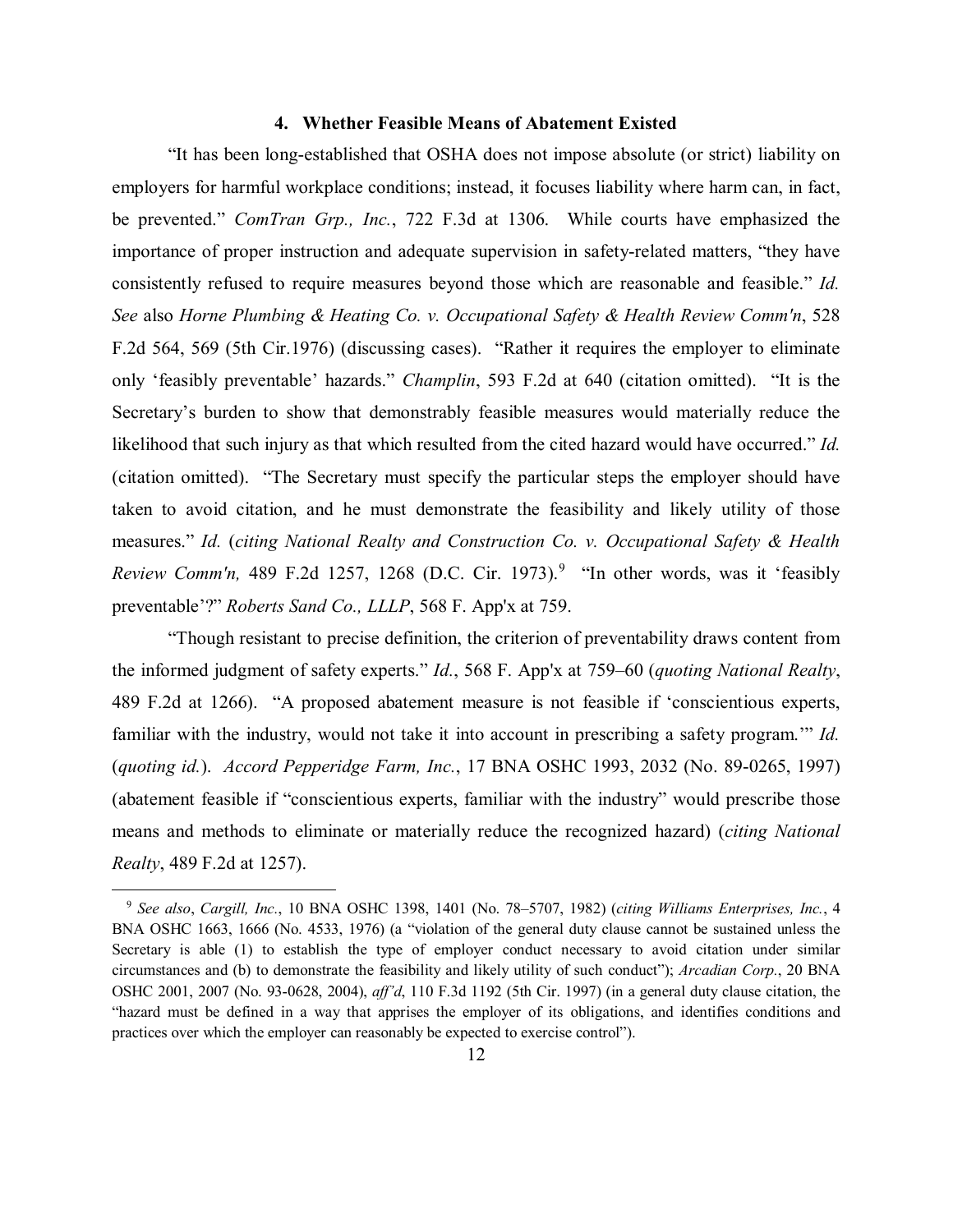### 4. Whether Feasible Means of Abatement Existed

"It has been long-established that OSHA does not impose absolute (or strict) liability on employers for harmful workplace conditions; instead, it focuses liability where harm can, in fact, be prevented." *ComTran Grp., Inc.*, 722 F.3d at 1306. While courts have emphasized the importance of proper instruction and adequate supervision in safety-related matters, "they have consistently refused to require measures beyond those which are reasonable and feasible." *Id. See* also *Horne Plumbing & Heating Co. v. Occupational Safety & Health Review Comm'n*, 528 F.2d 564, 569 (5th Cir.1976) (discussing cases). "Rather it requires the employer to eliminate only 'feasibly preventable' hazards." *Champlin*, 593 F.2d at 640 (citation omitted). "It is the Secretary's burden to show that demonstrably feasible measures would materially reduce the likelihood that such injury as that which resulted from the cited hazard would have occurred." *Id.* (citation omitted). "The Secretary must specify the particular steps the employer should have taken to avoid citation, and he must demonstrate the feasibility and likely utility of those measures." *Id.* (*citing National Realty and Construction Co. v. Occupational Safety & Health Review Comm'n,* 489 F.2d 1257, 1268 (D.C. Cir. 1973).[9] "In other words, was it 'feasibly preventable'?" *Roberts Sand Co., LLLP*, 568 F. App'x at 759.

"Though resistant to precise definition, the criterion of preventability draws content from the informed judgment of safety experts." *Id.*, 568 F. App'x at 759–60 (*quoting National Realty*, 489 F.2d at 1266). "A proposed abatement measure is not feasible if 'conscientious experts, familiar with the industry, would not take it into account in prescribing a safety program.'" *Id.* (*quoting id.*). *Accord Pepperidge Farm, Inc.*, 17 BNA OSHC 1993, 2032 (No. 89-0265, 1997) (abatement feasible if "conscientious experts, familiar with the industry" would prescribe those means and methods to eliminate or materially reduce the recognized hazard) (*citing National Realty*, 489 F.2d at 1257).

[9] *See also*, *Cargill, Inc.*, 10 BNA OSHC 1398, 1401 (No. 78–5707, 1982) (*citing Williams Enterprises, Inc.*, 4 BNA OSHC 1663, 1666 (No. 4533, 1976) (a "violation of the general duty clause cannot be sustained unless the Secretary is able (1) to establish the type of employer conduct necessary to avoid citation under similar circumstances and (b) to demonstrate the feasibility and likely utility of such conduct"); *Arcadian Corp.*, 20 BNA OSHC 2001, 2007 (No. 93-0628, 2004), *aff'd*, 110 F.3d 1192 (5th Cir. 1997) (in a general duty clause citation, the "hazard must be defined in a way that apprises the employer of its obligations, and identifies conditions and practices over which the employer can reasonably be expected to exercise control").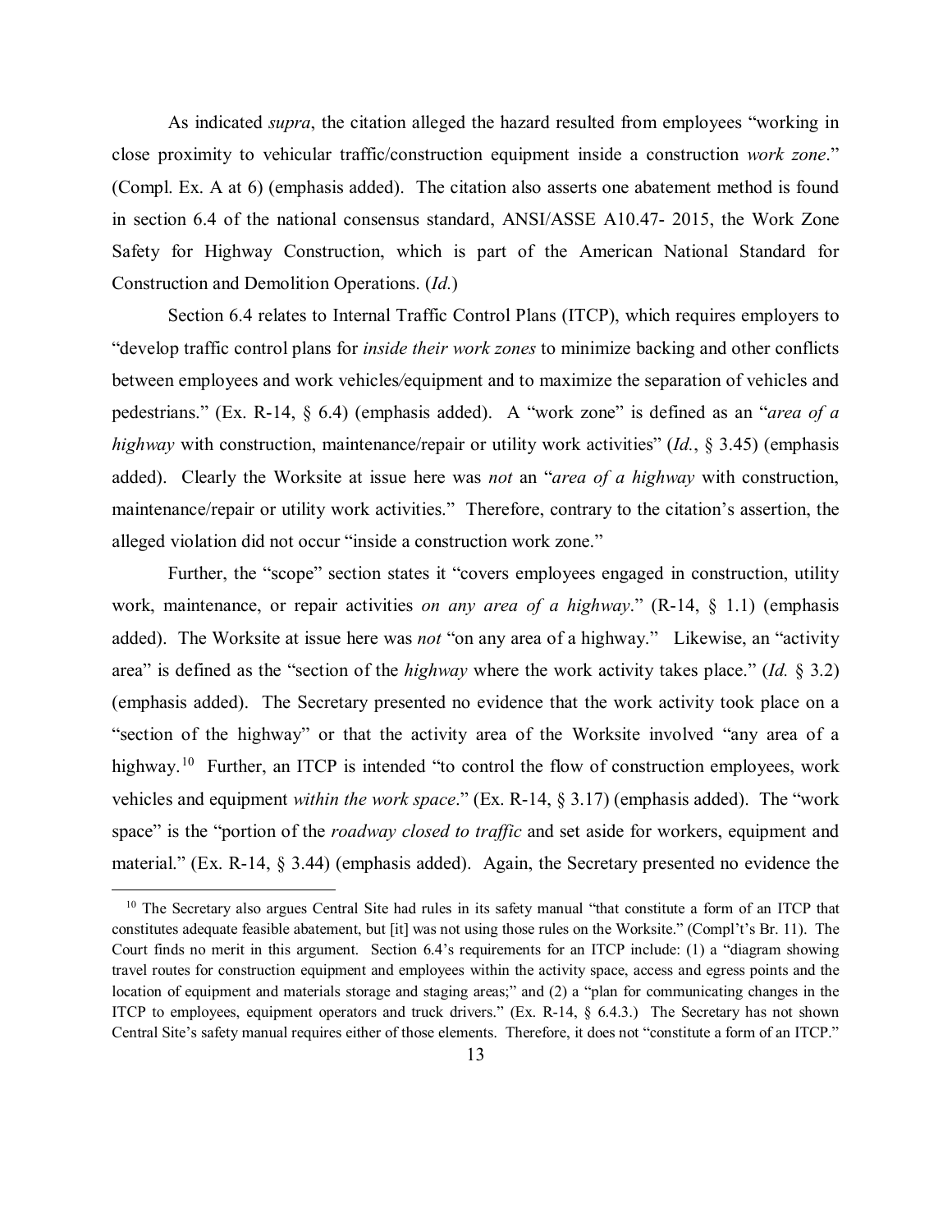As indicated *supra*, the citation alleged the hazard resulted from employees "working in close proximity to vehicular traffic/construction equipment inside a construction *work zone*." (Compl. Ex. A at 6) (emphasis added). The citation also asserts one abatement method is found in section 6.4 of the national consensus standard, ANSI/ASSE A10.47- 2015, the Work Zone Safety for Highway Construction, which is part of the American National Standard for Construction and Demolition Operations. (*Id.*)

Section 6.4 relates to Internal Traffic Control Plans (ITCP), which requires employers to "develop traffic control plans for *inside their work zones* to minimize backing and other conflicts between employees and work vehicles/equipment and to maximize the separation of vehicles and pedestrians." (Ex. R-14, § 6.4) (emphasis added). A "work zone" is defined as an "*area of a highway* with construction, maintenance/repair or utility work activities" (*Id.*, § 3.45) (emphasis added). Clearly the Worksite at issue here was *not* an "*area of a highway* with construction, maintenance/repair or utility work activities." Therefore, contrary to the citation's assertion, the alleged violation did not occur "inside a construction work zone."

Further, the "scope" section states it "covers employees engaged in construction, utility work, maintenance, or repair activities *on any area of a highway*." (R-14, § 1.1) (emphasis added). The Worksite at issue here was *not* "on any area of a highway." Likewise, an "activity area" is defined as the "section of the *highway* where the work activity takes place." (*Id.* § 3.2) (emphasis added). The Secretary presented no evidence that the work activity took place on a "section of the highway" or that the activity area of the Worksite involved "any area of a highway.[10] Further, an ITCP is intended "to control the flow of construction employees, work vehicles and equipment *within the work space*." (Ex. R-14, § 3.17) (emphasis added). The "work space" is the "portion of the *roadway closed to traffic* and set aside for workers, equipment and material." (Ex. R-14, § 3.44) (emphasis added). Again, the Secretary presented no evidence the

[10] The Secretary also argues Central Site had rules in its safety manual "that constitute a form of an ITCP that constitutes adequate feasible abatement, but [it] was not using those rules on the Worksite." (Compl't's Br. 11). The Court finds no merit in this argument. Section 6.4's requirements for an ITCP include: (1) a "diagram showing travel routes for construction equipment and employees within the activity space, access and egress points and the location of equipment and materials storage and staging areas;" and (2) a "plan for communicating changes in the ITCP to employees, equipment operators and truck drivers." (Ex. R-14, § 6.4.3.) The Secretary has not shown Central Site's safety manual requires either of those elements. Therefore, it does not "constitute a form of an ITCP."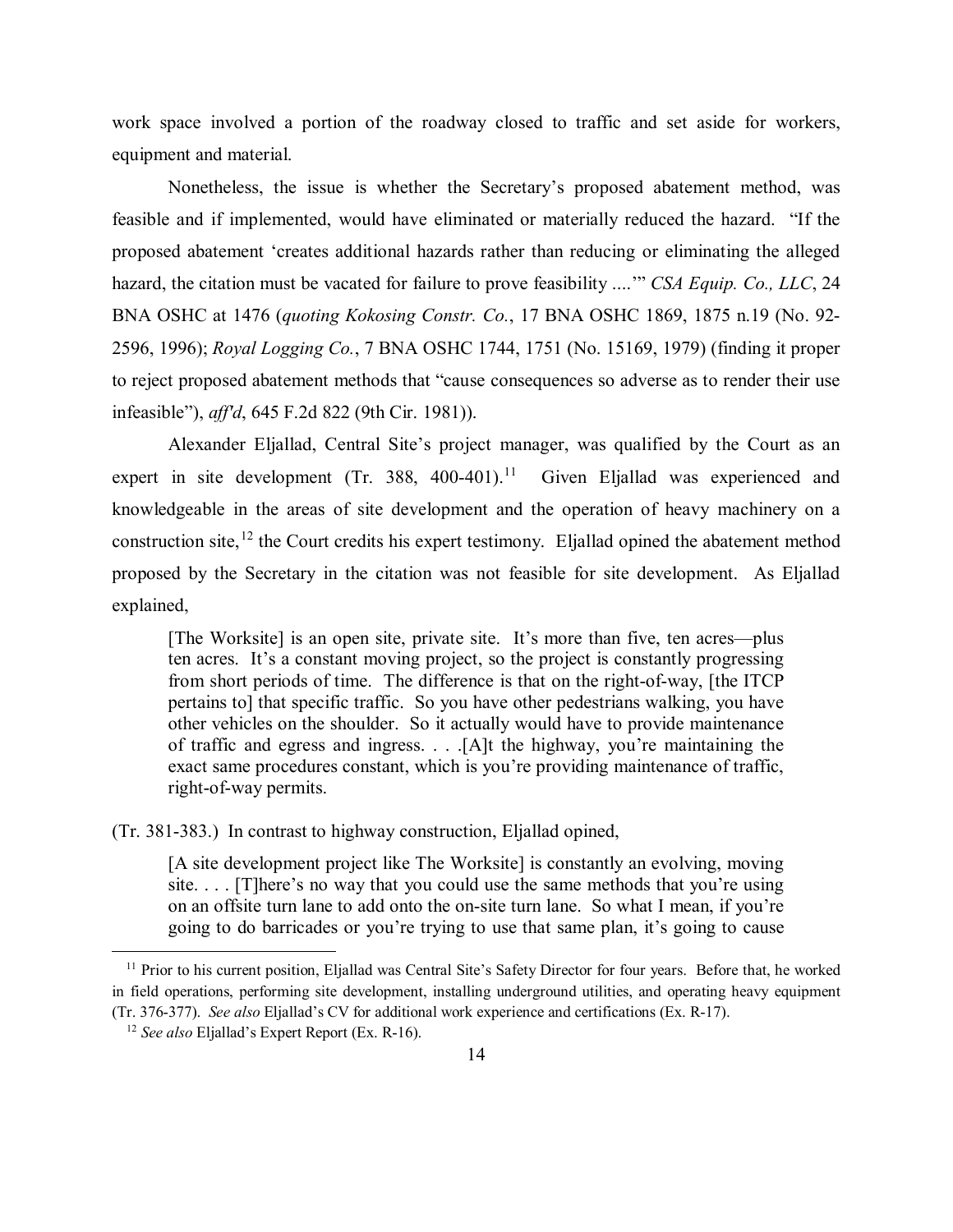work space involved a portion of the roadway closed to traffic and set aside for workers, equipment and material.

Nonetheless, the issue is whether the Secretary's proposed abatement method, was feasible and if implemented, would have eliminated or materially reduced the hazard. "If the proposed abatement 'creates additional hazards rather than reducing or eliminating the alleged hazard, the citation must be vacated for failure to prove feasibility ....'" *CSA Equip. Co., LLC*, 24 BNA OSHC at 1476 (*quoting Kokosing Constr. Co.*, 17 BNA OSHC 1869, 1875 n.19 (No. 92-2596, 1996); *Royal Logging Co.*, 7 BNA OSHC 1744, 1751 (No. 15169, 1979) (finding it proper to reject proposed abatement methods that "cause consequences so adverse as to render their use infeasible"), *aff'd*, 645 F.2d 822 (9th Cir. 1981)).

Alexander Eljallad, Central Site's project manager, was qualified by the Court as an expert in site development (Tr. 388, 400-401).[11] Given Eljallad was experienced and knowledgeable in the areas of site development and the operation of heavy machinery on a construction site,[12] the Court credits his expert testimony. Eljallad opined the abatement method proposed by the Secretary in the citation was not feasible for site development. As Eljallad explained,

> [The Worksite] is an open site, private site. It's more than five, ten acres—plus ten acres. It's a constant moving project, so the project is constantly progressing from short periods of time. The difference is that on the right-of-way, [the ITCP pertains to] that specific traffic. So you have other pedestrians walking, you have other vehicles on the shoulder. So it actually would have to provide maintenance of traffic and egress and ingress. . . .[A]t the highway, you're maintaining the exact same procedures constant, which is you're providing maintenance of traffic, right-of-way permits.

(Tr. 381-383.) In contrast to highway construction, Eljallad opined,

> [A site development project like The Worksite] is constantly an evolving, moving site. . . . [T]here's no way that you could use the same methods that you're using on an offsite turn lane to add onto the on-site turn lane. So what I mean, if you're going to do barricades or you're trying to use that same plan, it's going to cause

---

[11] Prior to his current position, Eljallad was Central Site's Safety Director for four years. Before that, he worked in field operations, performing site development, installing underground utilities, and operating heavy equipment (Tr. 376-377). *See also* Eljallad's CV for additional work experience and certifications (Ex. R-17).

[12] *See also* Eljallad's Expert Report (Ex. R-16).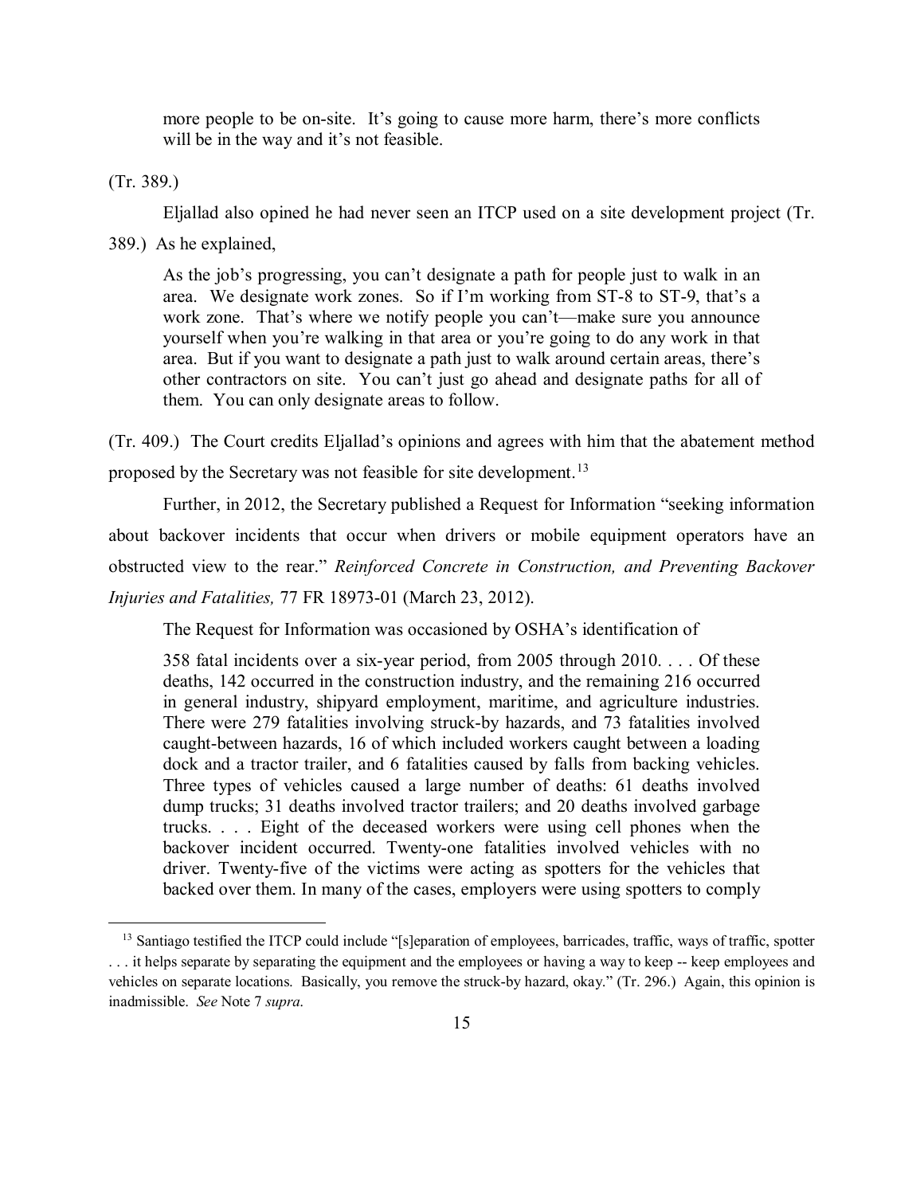> more people to be on-site. It's going to cause more harm, there's more conflicts will be in the way and it's not feasible.

(Tr. 389.)

Eljallad also opined he had never seen an ITCP used on a site development project (Tr. 389.) As he explained,

> As the job's progressing, you can't designate a path for people just to walk in an area. We designate work zones. So if I'm working from ST-8 to ST-9, that's a work zone. That's where we notify people you can't—make sure you announce yourself when you're walking in that area or you're going to do any work in that area. But if you want to designate a path just to walk around certain areas, there's other contractors on site. You can't just go ahead and designate paths for all of them. You can only designate areas to follow.

(Tr. 409.) The Court credits Eljallad's opinions and agrees with him that the abatement method proposed by the Secretary was not feasible for site development.[13]

Further, in 2012, the Secretary published a Request for Information "seeking information about backover incidents that occur when drivers or mobile equipment operators have an obstructed view to the rear." *Reinforced Concrete in Construction, and Preventing Backover Injuries and Fatalities,* 77 FR 18973-01 (March 23, 2012).

The Request for Information was occasioned by OSHA's identification of

> 358 fatal incidents over a six-year period, from 2005 through 2010. . . . Of these deaths, 142 occurred in the construction industry, and the remaining 216 occurred in general industry, shipyard employment, maritime, and agriculture industries. There were 279 fatalities involving struck-by hazards, and 73 fatalities involved caught-between hazards, 16 of which included workers caught between a loading dock and a tractor trailer, and 6 fatalities caused by falls from backing vehicles. Three types of vehicles caused a large number of deaths: 61 deaths involved dump trucks; 31 deaths involved tractor trailers; and 20 deaths involved garbage trucks. . . . Eight of the deceased workers were using cell phones when the backover incident occurred. Twenty-one fatalities involved vehicles with no driver. Twenty-five of the victims were acting as spotters for the vehicles that backed over them. In many of the cases, employers were using spotters to comply

---

[13] Santiago testified the ITCP could include "[s]eparation of employees, barricades, traffic, ways of traffic, spotter . . . it helps separate by separating the equipment and the employees or having a way to keep -- keep employees and vehicles on separate locations. Basically, you remove the struck-by hazard, okay." (Tr. 296.) Again, this opinion is inadmissible. *See* Note 7 *supra*.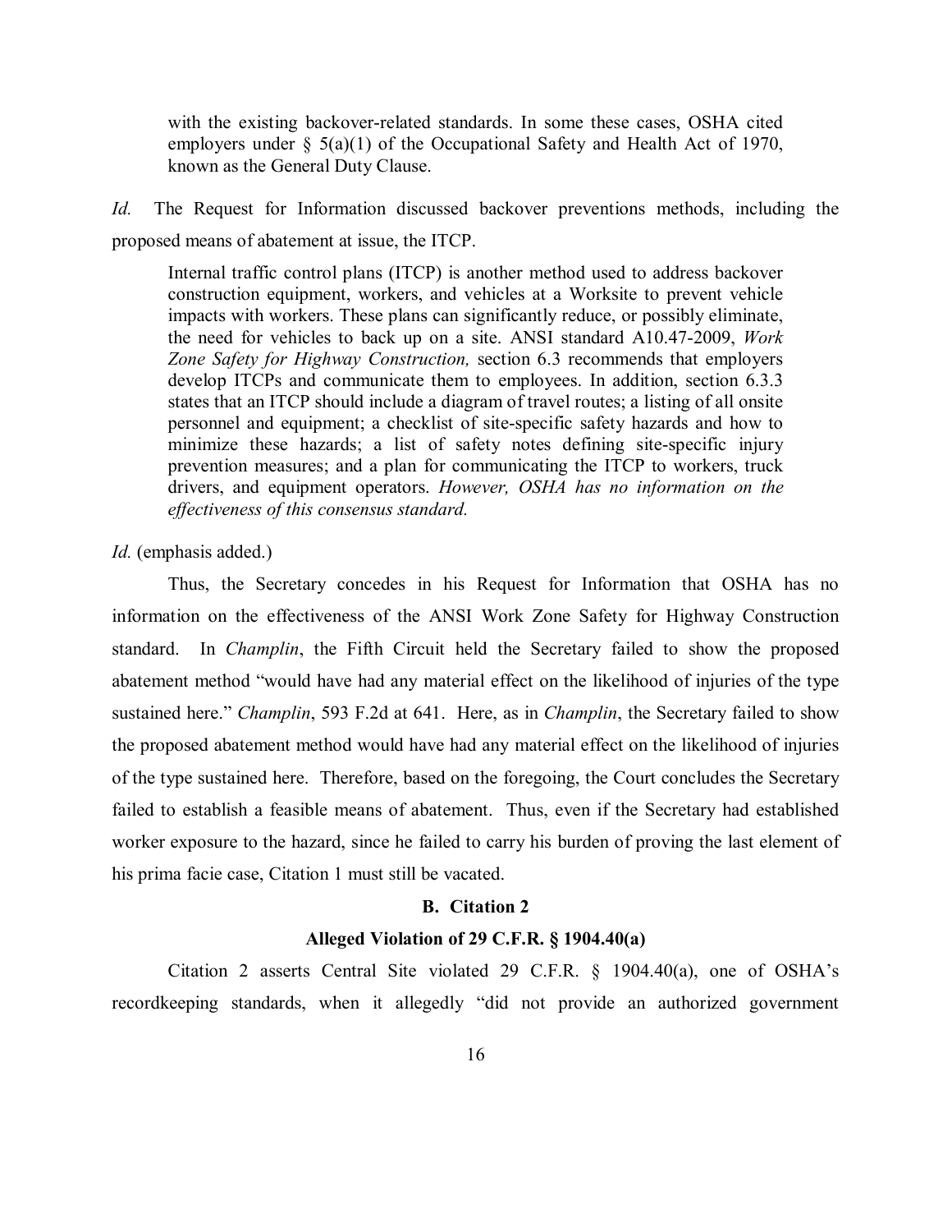> with the existing backover-related standards. In some these cases, OSHA cited employers under § 5(a)(1) of the Occupational Safety and Health Act of 1970, known as the General Duty Clause.

*Id.* The Request for Information discussed backover preventions methods, including the proposed means of abatement at issue, the ITCP.

> Internal traffic control plans (ITCP) is another method used to address backover construction equipment, workers, and vehicles at a Worksite to prevent vehicle impacts with workers. These plans can significantly reduce, or possibly eliminate, the need for vehicles to back up on a site. ANSI standard A10.47-2009, *Work Zone Safety for Highway Construction,* section 6.3 recommends that employers develop ITCPs and communicate them to employees. In addition, section 6.3.3 states that an ITCP should include a diagram of travel routes; a listing of all onsite personnel and equipment; a checklist of site-specific safety hazards and how to minimize these hazards; a list of safety notes defining site-specific injury prevention measures; and a plan for communicating the ITCP to workers, truck drivers, and equipment operators. *However, OSHA has no information on the effectiveness of this consensus standard.*

*Id.* (emphasis added.)

Thus, the Secretary concedes in his Request for Information that OSHA has no information on the effectiveness of the ANSI Work Zone Safety for Highway Construction standard. In *Champlin*, the Fifth Circuit held the Secretary failed to show the proposed abatement method "would have had any material effect on the likelihood of injuries of the type sustained here." *Champlin*, 593 F.2d at 641. Here, as in *Champlin*, the Secretary failed to show the proposed abatement method would have had any material effect on the likelihood of injuries of the type sustained here. Therefore, based on the foregoing, the Court concludes the Secretary failed to establish a feasible means of abatement. Thus, even if the Secretary had established worker exposure to the hazard, since he failed to carry his burden of proving the last element of his prima facie case, Citation 1 must still be vacated.

### B. Citation 2

### Alleged Violation of 29 C.F.R. § 1904.40(a)

Citation 2 asserts Central Site violated 29 C.F.R. § 1904.40(a), one of OSHA's recordkeeping standards, when it allegedly "did not provide an authorized government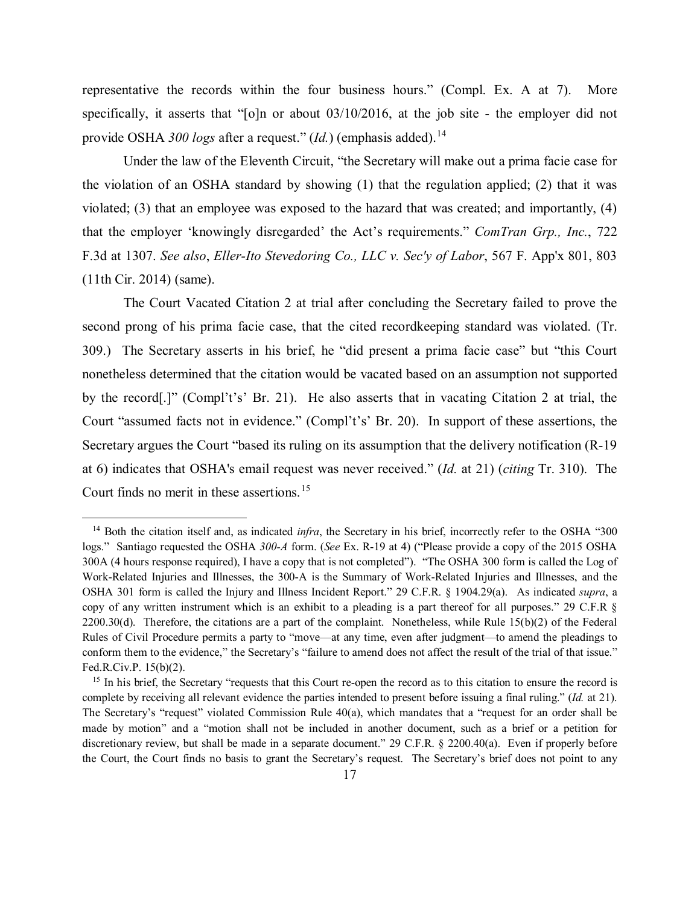representative the records within the four business hours." (Compl. Ex. A at 7). More specifically, it asserts that "[o]n or about 03/10/2016, at the job site - the employer did not provide OSHA *300 logs* after a request." (*Id.*) (emphasis added).[14]

Under the law of the Eleventh Circuit, "the Secretary will make out a prima facie case for the violation of an OSHA standard by showing (1) that the regulation applied; (2) that it was violated; (3) that an employee was exposed to the hazard that was created; and importantly, (4) that the employer 'knowingly disregarded' the Act's requirements." *ComTran Grp., Inc.*, 722 F.3d at 1307. *See also*, *Eller-Ito Stevedoring Co., LLC v. Sec'y of Labor*, 567 F. App'x 801, 803 (11th Cir. 2014) (same).

The Court Vacated Citation 2 at trial after concluding the Secretary failed to prove the second prong of his prima facie case, that the cited recordkeeping standard was violated. (Tr. 309.) The Secretary asserts in his brief, he "did present a prima facie case" but "this Court nonetheless determined that the citation would be vacated based on an assumption not supported by the record[.]" (Compl't's' Br. 21). He also asserts that in vacating Citation 2 at trial, the Court "assumed facts not in evidence." (Compl't's' Br. 20). In support of these assertions, the Secretary argues the Court "based its ruling on its assumption that the delivery notification (R-19 at 6) indicates that OSHA's email request was never received." (*Id.* at 21) (*citing* Tr. 310). The Court finds no merit in these assertions.[15]

---

[14] Both the citation itself and, as indicated *infra*, the Secretary in his brief, incorrectly refer to the OSHA "300 logs." Santiago requested the OSHA *300-A* form. (*See* Ex. R-19 at 4) ("Please provide a copy of the 2015 OSHA 300A (4 hours response required), I have a copy that is not completed"). "The OSHA 300 form is called the Log of Work-Related Injuries and Illnesses, the 300-A is the Summary of Work-Related Injuries and Illnesses, and the OSHA 301 form is called the Injury and Illness Incident Report." 29 C.F.R. § 1904.29(a). As indicated *supra*, a copy of any written instrument which is an exhibit to a pleading is a part thereof for all purposes." 29 C.F.R § 2200.30(d). Therefore, the citations are a part of the complaint. Nonetheless, while Rule 15(b)(2) of the Federal Rules of Civil Procedure permits a party to "move—at any time, even after judgment—to amend the pleadings to conform them to the evidence," the Secretary's "failure to amend does not affect the result of the trial of that issue." Fed.R.Civ.P. 15(b)(2).

[15] In his brief, the Secretary "requests that this Court re-open the record as to this citation to ensure the record is complete by receiving all relevant evidence the parties intended to present before issuing a final ruling." (*Id.* at 21). The Secretary's "request" violated Commission Rule 40(a), which mandates that a "request for an order shall be made by motion" and a "motion shall not be included in another document, such as a brief or a petition for discretionary review, but shall be made in a separate document." 29 C.F.R. § 2200.40(a). Even if properly before the Court, the Court finds no basis to grant the Secretary's request. The Secretary's brief does not point to any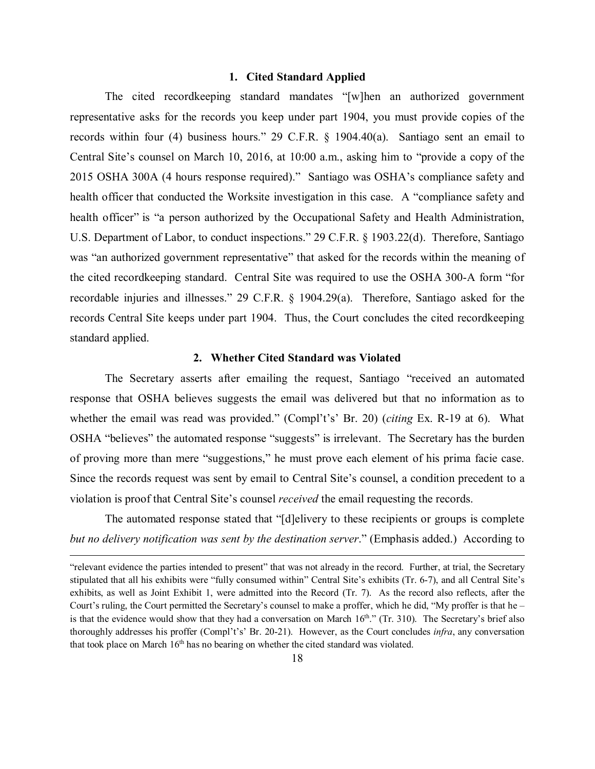### 1. Cited Standard Applied

The cited recordkeeping standard mandates "[w]hen an authorized government representative asks for the records you keep under part 1904, you must provide copies of the records within four (4) business hours." 29 C.F.R. § 1904.40(a). Santiago sent an email to Central Site's counsel on March 10, 2016, at 10:00 a.m., asking him to "provide a copy of the 2015 OSHA 300A (4 hours response required)." Santiago was OSHA's compliance safety and health officer that conducted the Worksite investigation in this case. A "compliance safety and health officer" is "a person authorized by the Occupational Safety and Health Administration, U.S. Department of Labor, to conduct inspections." 29 C.F.R. § 1903.22(d). Therefore, Santiago was "an authorized government representative" that asked for the records within the meaning of the cited recordkeeping standard. Central Site was required to use the OSHA 300-A form "for recordable injuries and illnesses." 29 C.F.R. § 1904.29(a). Therefore, Santiago asked for the records Central Site keeps under part 1904. Thus, the Court concludes the cited recordkeeping standard applied.

### 2. Whether Cited Standard was Violated

The Secretary asserts after emailing the request, Santiago "received an automated response that OSHA believes suggests the email was delivered but that no information as to whether the email was read was provided." (Compl't's' Br. 20) (*citing* Ex. R-19 at 6). What OSHA "believes" the automated response "suggests" is irrelevant. The Secretary has the burden of proving more than mere "suggestions," he must prove each element of his prima facie case. Since the records request was sent by email to Central Site's counsel, a condition precedent to a violation is proof that Central Site's counsel *received* the email requesting the records.

The automated response stated that "[d]elivery to these recipients or groups is complete *but no delivery notification was sent by the destination server*." (Emphasis added.) According to

---

"relevant evidence the parties intended to present" that was not already in the record. Further, at trial, the Secretary stipulated that all his exhibits were "fully consumed within" Central Site's exhibits (Tr. 6-7), and all Central Site's exhibits, as well as Joint Exhibit 1, were admitted into the Record (Tr. 7). As the record also reflects, after the Court's ruling, the Court permitted the Secretary's counsel to make a proffer, which he did, "My proffer is that he – is that the evidence would show that they had a conversation on March 16th." (Tr. 310). The Secretary's brief also thoroughly addresses his proffer (Compl't's' Br. 20-21). However, as the Court concludes *infra*, any conversation that took place on March 16th has no bearing on whether the cited standard was violated.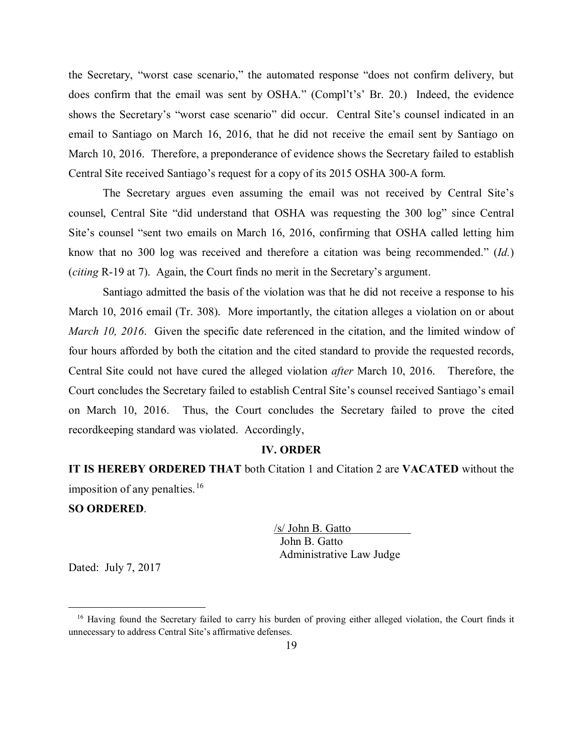the Secretary, "worst case scenario," the automated response "does not confirm delivery, but does confirm that the email was sent by OSHA." (Compl't's' Br. 20.) Indeed, the evidence shows the Secretary's "worst case scenario" did occur. Central Site's counsel indicated in an email to Santiago on March 16, 2016, that he did not receive the email sent by Santiago on March 10, 2016. Therefore, a preponderance of evidence shows the Secretary failed to establish Central Site received Santiago's request for a copy of its 2015 OSHA 300-A form.

The Secretary argues even assuming the email was not received by Central Site's counsel, Central Site "did understand that OSHA was requesting the 300 log" since Central Site's counsel "sent two emails on March 16, 2016, confirming that OSHA called letting him know that no 300 log was received and therefore a citation was being recommended." (*Id.*) (*citing* R-19 at 7). Again, the Court finds no merit in the Secretary's argument.

Santiago admitted the basis of the violation was that he did not receive a response to his March 10, 2016 email (Tr. 308). More importantly, the citation alleges a violation on or about *March 10, 2016*. Given the specific date referenced in the citation, and the limited window of four hours afforded by both the citation and the cited standard to provide the requested records, Central Site could not have cured the alleged violation *after* March 10, 2016. Therefore, the Court concludes the Secretary failed to establish Central Site's counsel received Santiago's email on March 10, 2016. Thus, the Court concludes the Secretary failed to prove the cited recordkeeping standard was violated. Accordingly,

## IV. ORDER

**IT IS HEREBY ORDERED THAT** both Citation 1 and Citation 2 are **VACATED** without the imposition of any penalties.[16]

**SO ORDERED**.

/s/ John B. Gatto
John B. Gatto
Administrative Law Judge

Dated: July 7, 2017

[16] Having found the Secretary failed to carry his burden of proving either alleged violation, the Court finds it unnecessary to address Central Site's affirmative defenses.